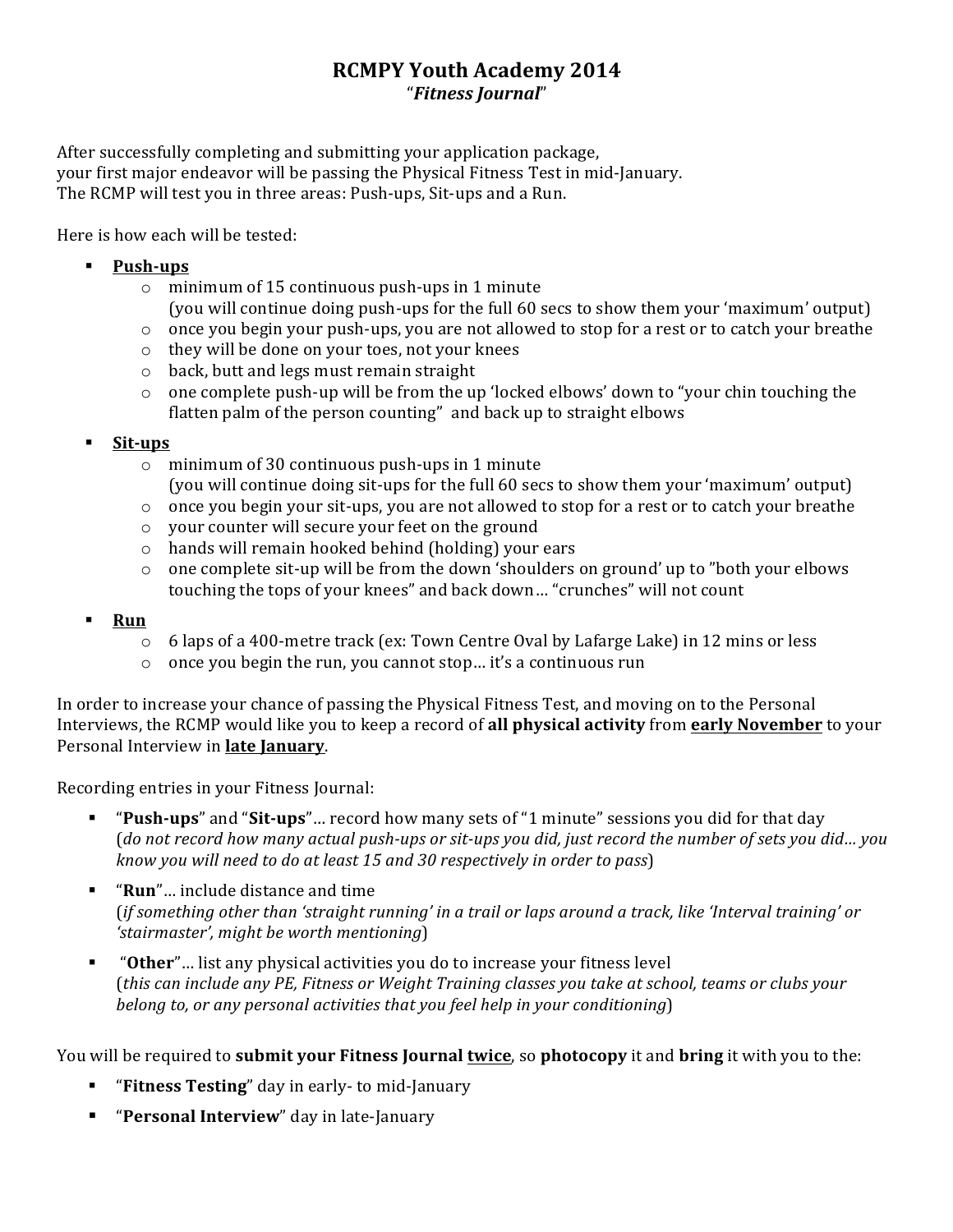# RCMPY Youth Academy 2014

"*Fitness Journal*"

After successfully completing and submitting your application package,
your first major endeavor will be passing the Physical Fitness Test in mid-January.
The RCMP will test you in three areas: Push-ups, Sit-ups and a Run.

Here is how each will be tested:

- **<u>Push-ups</u>**
  - minimum of 15 continuous push-ups in 1 minute
    (you will continue doing push-ups for the full 60 secs to show them your 'maximum' output)
  - once you begin your push-ups, you are not allowed to stop for a rest or to catch your breathe
  - they will be done on your toes, not your knees
  - back, butt and legs must remain straight
  - one complete push-up will be from the up 'locked elbows' down to "your chin touching the flatten palm of the person counting" and back up to straight elbows
- **<u>Sit-ups</u>**
  - minimum of 30 continuous push-ups in 1 minute
    (you will continue doing sit-ups for the full 60 secs to show them your 'maximum' output)
  - once you begin your sit-ups, you are not allowed to stop for a rest or to catch your breathe
  - your counter will secure your feet on the ground
  - hands will remain hooked behind (holding) your ears
  - one complete sit-up will be from the down 'shoulders on ground' up to "both your elbows touching the tops of your knees" and back down… "crunches" will not count
- **<u>Run</u>**
  - 6 laps of a 400-metre track (ex: Town Centre Oval by Lafarge Lake) in 12 mins or less
  - once you begin the run, you cannot stop… it's a continuous run

In order to increase your chance of passing the Physical Fitness Test, and moving on to the Personal Interviews, the RCMP would like you to keep a record of **all physical activity** from **<u>early November</u>** to your Personal Interview in **<u>late January</u>**.

Recording entries in your Fitness Journal:

- "**Push-ups**" and "**Sit-ups**"… record how many sets of "1 minute" sessions you did for that day
  (*do not record how many actual push-ups or sit-ups you did, just record the number of sets you did… you know you will need to do at least 15 and 30 respectively in order to pass*)
- "**Run**"… include distance and time
  (*if something other than 'straight running' in a trail or laps around a track, like 'Interval training' or 'stairmaster', might be worth mentioning*)
- "**Other**"… list any physical activities you do to increase your fitness level
  (*this can include any PE, Fitness or Weight Training classes you take at school, teams or clubs your belong to, or any personal activities that you feel help in your conditioning*)

You will be required to **submit your Fitness Journal <u>twice</u>**, so **photocopy** it and **bring** it with you to the:

- "**Fitness Testing**" day in early- to mid-January
- "**Personal Interview**" day in late-January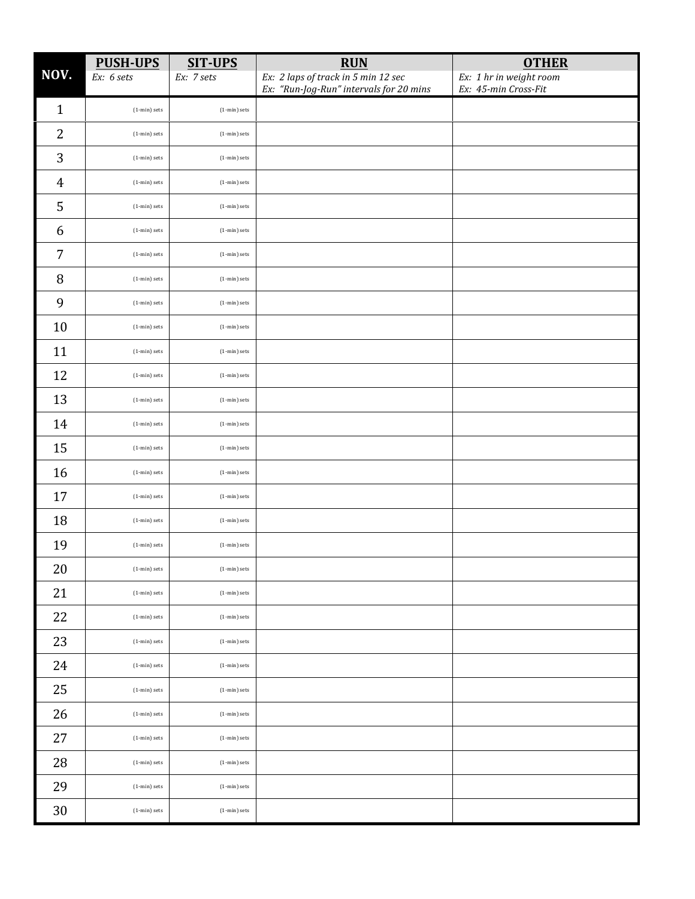| NOV. | PUSH-UPS<br>*Ex: 6 sets* | SIT-UPS<br>*Ex: 7 sets* | RUN<br>*Ex: 2 laps of track in 5 min 12 sec*<br>*Ex: "Run-Jog-Run" intervals for 20 mins* | OTHER<br>*Ex: 1 hr in weight room*<br>*Ex: 45-min Cross-Fit* |
|---|---|---|---|---|
| 1 | (1-min) sets | (1-min) sets | | |
| 2 | (1-min) sets | (1-min) sets | | |
| 3 | (1-min) sets | (1-min) sets | | |
| 4 | (1-min) sets | (1-min) sets | | |
| 5 | (1-min) sets | (1-min) sets | | |
| 6 | (1-min) sets | (1-min) sets | | |
| 7 | (1-min) sets | (1-min) sets | | |
| 8 | (1-min) sets | (1-min) sets | | |
| 9 | (1-min) sets | (1-min) sets | | |
| 10 | (1-min) sets | (1-min) sets | | |
| 11 | (1-min) sets | (1-min) sets | | |
| 12 | (1-min) sets | (1-min) sets | | |
| 13 | (1-min) sets | (1-min) sets | | |
| 14 | (1-min) sets | (1-min) sets | | |
| 15 | (1-min) sets | (1-min) sets | | |
| 16 | (1-min) sets | (1-min) sets | | |
| 17 | (1-min) sets | (1-min) sets | | |
| 18 | (1-min) sets | (1-min) sets | | |
| 19 | (1-min) sets | (1-min) sets | | |
| 20 | (1-min) sets | (1-min) sets | | |
| 21 | (1-min) sets | (1-min) sets | | |
| 22 | (1-min) sets | (1-min) sets | | |
| 23 | (1-min) sets | (1-min) sets | | |
| 24 | (1-min) sets | (1-min) sets | | |
| 25 | (1-min) sets | (1-min) sets | | |
| 26 | (1-min) sets | (1-min) sets | | |
| 27 | (1-min) sets | (1-min) sets | | |
| 28 | (1-min) sets | (1-min) sets | | |
| 29 | (1-min) sets | (1-min) sets | | |
| 30 | (1-min) sets | (1-min) sets | | |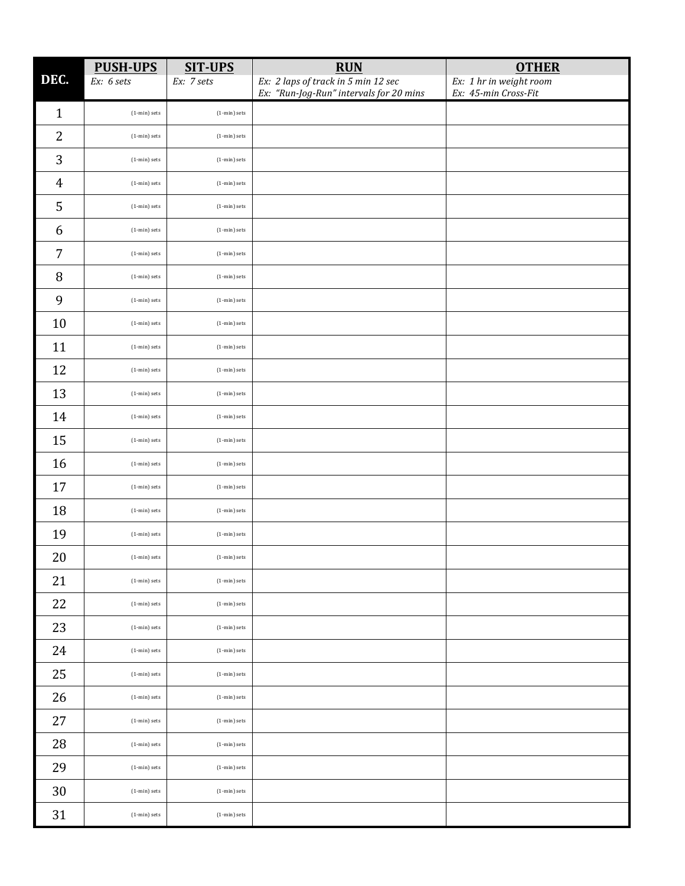| DEC. | PUSH-UPS<br>*Ex: 6 sets* | SIT-UPS<br>*Ex: 7 sets* | RUN<br>*Ex: 2 laps of track in 5 min 12 sec*<br>*Ex: "Run-Jog-Run" intervals for 20 mins* | OTHER<br>*Ex: 1 hr in weight room*<br>*Ex: 45-min Cross-Fit* |
|---|---|---|---|---|
| 1 | (1-min) sets | (1-min) sets | | |
| 2 | (1-min) sets | (1-min) sets | | |
| 3 | (1-min) sets | (1-min) sets | | |
| 4 | (1-min) sets | (1-min) sets | | |
| 5 | (1-min) sets | (1-min) sets | | |
| 6 | (1-min) sets | (1-min) sets | | |
| 7 | (1-min) sets | (1-min) sets | | |
| 8 | (1-min) sets | (1-min) sets | | |
| 9 | (1-min) sets | (1-min) sets | | |
| 10 | (1-min) sets | (1-min) sets | | |
| 11 | (1-min) sets | (1-min) sets | | |
| 12 | (1-min) sets | (1-min) sets | | |
| 13 | (1-min) sets | (1-min) sets | | |
| 14 | (1-min) sets | (1-min) sets | | |
| 15 | (1-min) sets | (1-min) sets | | |
| 16 | (1-min) sets | (1-min) sets | | |
| 17 | (1-min) sets | (1-min) sets | | |
| 18 | (1-min) sets | (1-min) sets | | |
| 19 | (1-min) sets | (1-min) sets | | |
| 20 | (1-min) sets | (1-min) sets | | |
| 21 | (1-min) sets | (1-min) sets | | |
| 22 | (1-min) sets | (1-min) sets | | |
| 23 | (1-min) sets | (1-min) sets | | |
| 24 | (1-min) sets | (1-min) sets | | |
| 25 | (1-min) sets | (1-min) sets | | |
| 26 | (1-min) sets | (1-min) sets | | |
| 27 | (1-min) sets | (1-min) sets | | |
| 28 | (1-min) sets | (1-min) sets | | |
| 29 | (1-min) sets | (1-min) sets | | |
| 30 | (1-min) sets | (1-min) sets | | |
| 31 | (1-min) sets | (1-min) sets | | |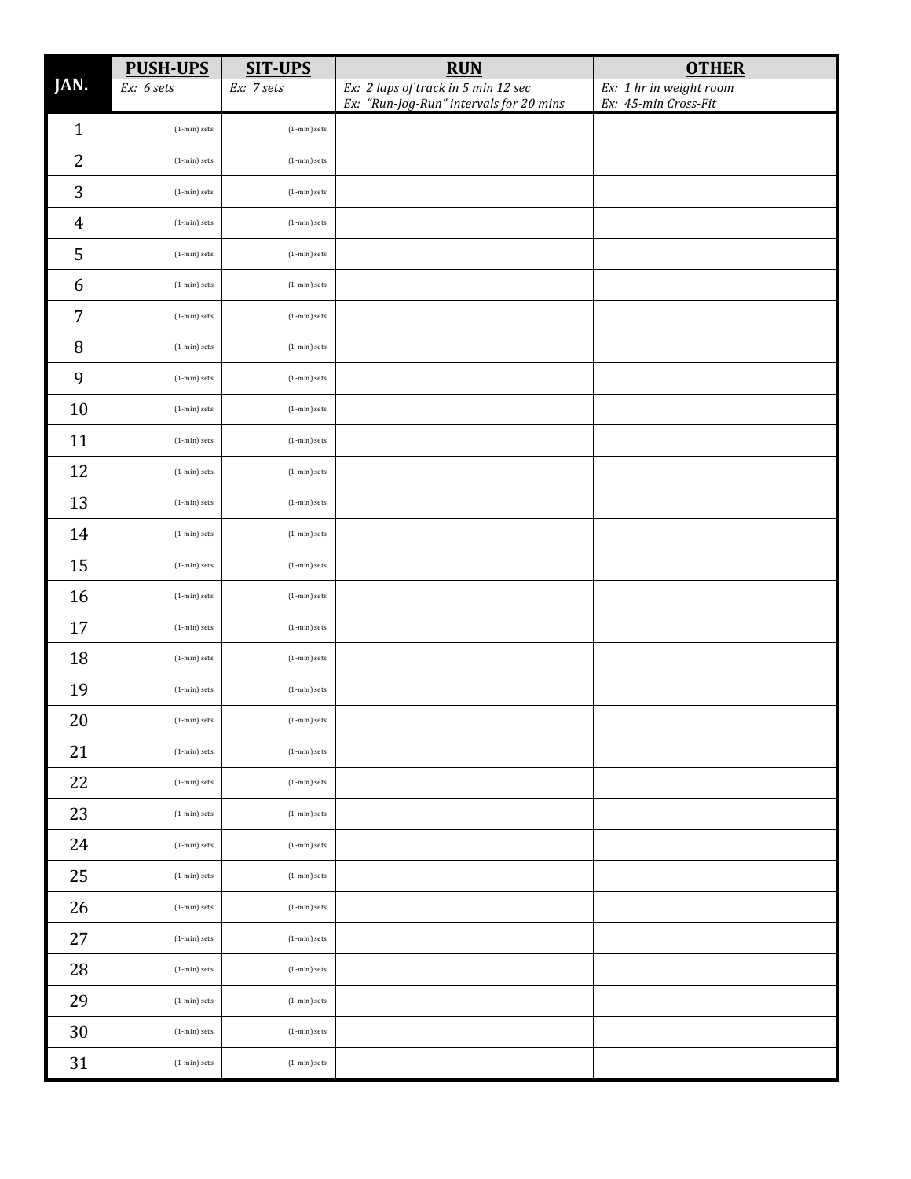| JAN. | PUSH-UPS<br>*Ex: 6 sets* | SIT-UPS<br>*Ex: 7 sets* | RUN<br>*Ex: 2 laps of track in 5 min 12 sec*<br>*Ex: "Run-Jog-Run" intervals for 20 mins* | OTHER<br>*Ex: 1 hr in weight room*<br>*Ex: 45-min Cross-Fit* |
|---|---|---|---|---|
| 1 | (1-min) sets | (1-min) sets | | |
| 2 | (1-min) sets | (1-min) sets | | |
| 3 | (1-min) sets | (1-min) sets | | |
| 4 | (1-min) sets | (1-min) sets | | |
| 5 | (1-min) sets | (1-min) sets | | |
| 6 | (1-min) sets | (1-min) sets | | |
| 7 | (1-min) sets | (1-min) sets | | |
| 8 | (1-min) sets | (1-min) sets | | |
| 9 | (1-min) sets | (1-min) sets | | |
| 10 | (1-min) sets | (1-min) sets | | |
| 11 | (1-min) sets | (1-min) sets | | |
| 12 | (1-min) sets | (1-min) sets | | |
| 13 | (1-min) sets | (1-min) sets | | |
| 14 | (1-min) sets | (1-min) sets | | |
| 15 | (1-min) sets | (1-min) sets | | |
| 16 | (1-min) sets | (1-min) sets | | |
| 17 | (1-min) sets | (1-min) sets | | |
| 18 | (1-min) sets | (1-min) sets | | |
| 19 | (1-min) sets | (1-min) sets | | |
| 20 | (1-min) sets | (1-min) sets | | |
| 21 | (1-min) sets | (1-min) sets | | |
| 22 | (1-min) sets | (1-min) sets | | |
| 23 | (1-min) sets | (1-min) sets | | |
| 24 | (1-min) sets | (1-min) sets | | |
| 25 | (1-min) sets | (1-min) sets | | |
| 26 | (1-min) sets | (1-min) sets | | |
| 27 | (1-min) sets | (1-min) sets | | |
| 28 | (1-min) sets | (1-min) sets | | |
| 29 | (1-min) sets | (1-min) sets | | |
| 30 | (1-min) sets | (1-min) sets | | |
| 31 | (1-min) sets | (1-min) sets | | |